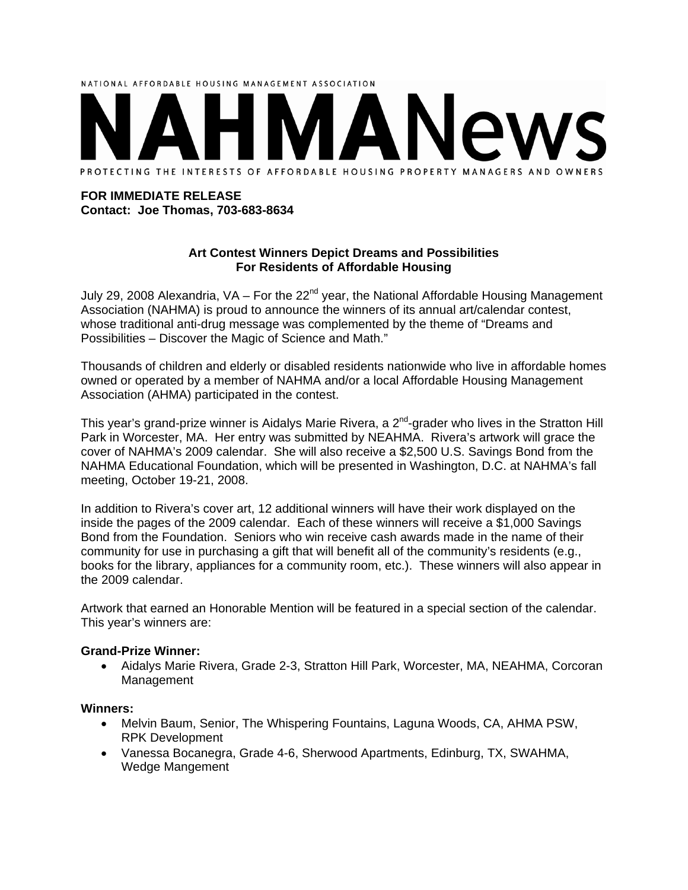NATIONAL AFFORDABLE HOUSING MANAGEMENT ASSOCIATION

# NAHMANews

PROTECTING THE INTERESTS OF AFFORDABLE HOUSING PROPERTY MANAGERS AND OWNERS

**FOR IMMEDIATE RELEASE**
**Contact: Joe Thomas, 703-683-8634**

## Art Contest Winners Depict Dreams and Possibilities For Residents of Affordable Housing

July 29, 2008 Alexandria, VA – For the 22nd year, the National Affordable Housing Management Association (NAHMA) is proud to announce the winners of its annual art/calendar contest, whose traditional anti-drug message was complemented by the theme of "Dreams and Possibilities – Discover the Magic of Science and Math."

Thousands of children and elderly or disabled residents nationwide who live in affordable homes owned or operated by a member of NAHMA and/or a local Affordable Housing Management Association (AHMA) participated in the contest.

This year's grand-prize winner is Aidalys Marie Rivera, a 2nd-grader who lives in the Stratton Hill Park in Worcester, MA. Her entry was submitted by NEAHMA. Rivera's artwork will grace the cover of NAHMA's 2009 calendar. She will also receive a $2,500 U.S. Savings Bond from the NAHMA Educational Foundation, which will be presented in Washington, D.C. at NAHMA's fall meeting, October 19-21, 2008.

In addition to Rivera's cover art, 12 additional winners will have their work displayed on the inside the pages of the 2009 calendar. Each of these winners will receive a $1,000 Savings Bond from the Foundation. Seniors who win receive cash awards made in the name of their community for use in purchasing a gift that will benefit all of the community's residents (e.g., books for the library, appliances for a community room, etc.). These winners will also appear in the 2009 calendar.

Artwork that earned an Honorable Mention will be featured in a special section of the calendar. This year's winners are:

**Grand-Prize Winner:**

- Aidalys Marie Rivera, Grade 2-3, Stratton Hill Park, Worcester, MA, NEAHMA, Corcoran Management

**Winners:**

- Melvin Baum, Senior, The Whispering Fountains, Laguna Woods, CA, AHMA PSW, RPK Development
- Vanessa Bocanegra, Grade 4-6, Sherwood Apartments, Edinburg, TX, SWAHMA, Wedge Mangement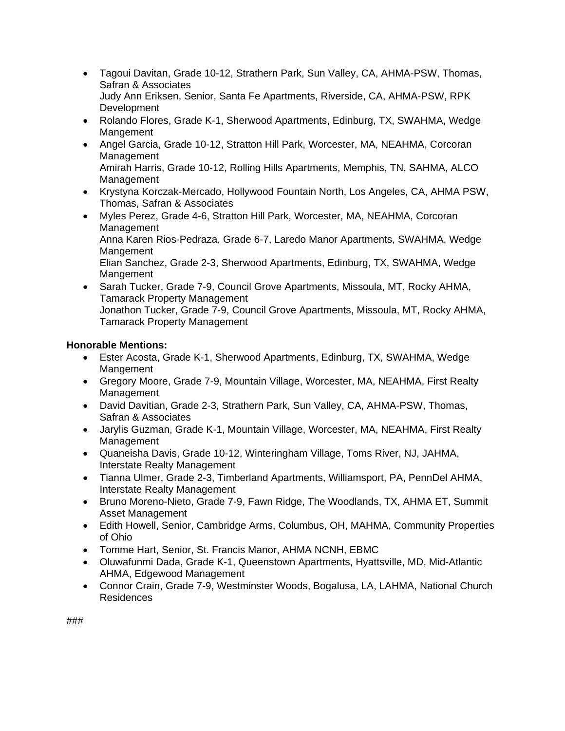- Tagoui Davitan, Grade 10-12, Strathern Park, Sun Valley, CA, AHMA-PSW, Thomas, Safran & Associates
  Judy Ann Eriksen, Senior, Santa Fe Apartments, Riverside, CA, AHMA-PSW, RPK Development
- Rolando Flores, Grade K-1, Sherwood Apartments, Edinburg, TX, SWAHMA, Wedge Mangement
- Angel Garcia, Grade 10-12, Stratton Hill Park, Worcester, MA, NEAHMA, Corcoran Management
  Amirah Harris, Grade 10-12, Rolling Hills Apartments, Memphis, TN, SAHMA, ALCO Management
- Krystyna Korczak-Mercado, Hollywood Fountain North, Los Angeles, CA, AHMA PSW, Thomas, Safran & Associates
- Myles Perez, Grade 4-6, Stratton Hill Park, Worcester, MA, NEAHMA, Corcoran Management
  Anna Karen Rios-Pedraza, Grade 6-7, Laredo Manor Apartments, SWAHMA, Wedge Mangement
  Elian Sanchez, Grade 2-3, Sherwood Apartments, Edinburg, TX, SWAHMA, Wedge Mangement
- Sarah Tucker, Grade 7-9, Council Grove Apartments, Missoula, MT, Rocky AHMA, Tamarack Property Management
  Jonathon Tucker, Grade 7-9, Council Grove Apartments, Missoula, MT, Rocky AHMA, Tamarack Property Management

**Honorable Mentions:**

- Ester Acosta, Grade K-1, Sherwood Apartments, Edinburg, TX, SWAHMA, Wedge Mangement
- Gregory Moore, Grade 7-9, Mountain Village, Worcester, MA, NEAHMA, First Realty Management
- David Davitian, Grade 2-3, Strathern Park, Sun Valley, CA, AHMA-PSW, Thomas, Safran & Associates
- Jarylis Guzman, Grade K-1, Mountain Village, Worcester, MA, NEAHMA, First Realty Management
- Quaneisha Davis, Grade 10-12, Winteringham Village, Toms River, NJ, JAHMA, Interstate Realty Management
- Tianna Ulmer, Grade 2-3, Timberland Apartments, Williamsport, PA, PennDel AHMA, Interstate Realty Management
- Bruno Moreno-Nieto, Grade 7-9, Fawn Ridge, The Woodlands, TX, AHMA ET, Summit Asset Management
- Edith Howell, Senior, Cambridge Arms, Columbus, OH, MAHMA, Community Properties of Ohio
- Tomme Hart, Senior, St. Francis Manor, AHMA NCNH, EBMC
- Oluwafunmi Dada, Grade K-1, Queenstown Apartments, Hyattsville, MD, Mid-Atlantic AHMA, Edgewood Management
- Connor Crain, Grade 7-9, Westminster Woods, Bogalusa, LA, LAHMA, National Church Residences

###